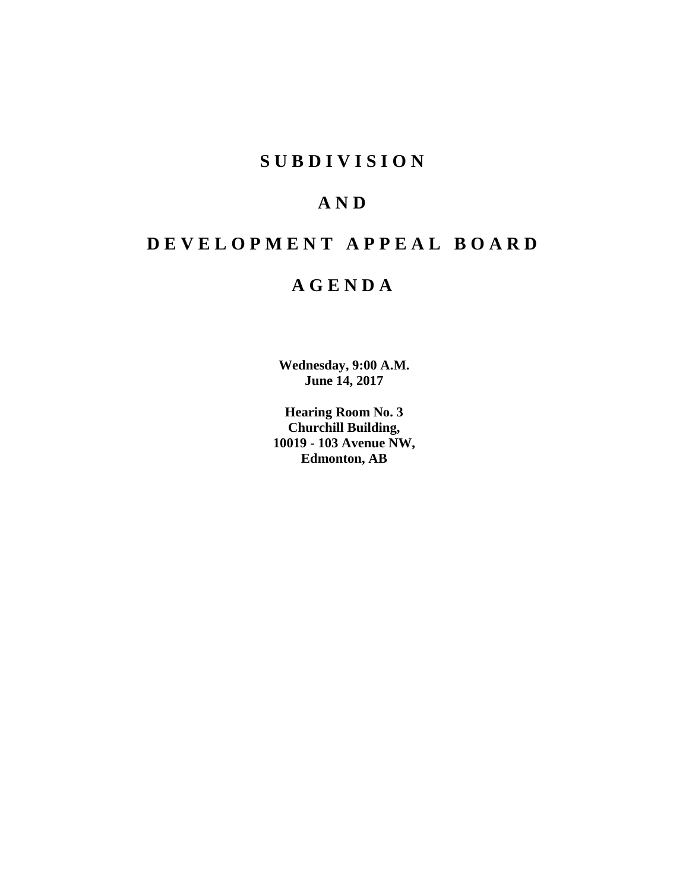# S U B D I V I S I O N

# A N D

# D E V E L O P M E N T   A P P E A L   B O A R D

# A G E N D A

**Wednesday, 9:00 A.M.**
**June 14, 2017**

**Hearing Room No. 3**
**Churchill Building,**
**10019 - 103 Avenue NW,**
**Edmonton, AB**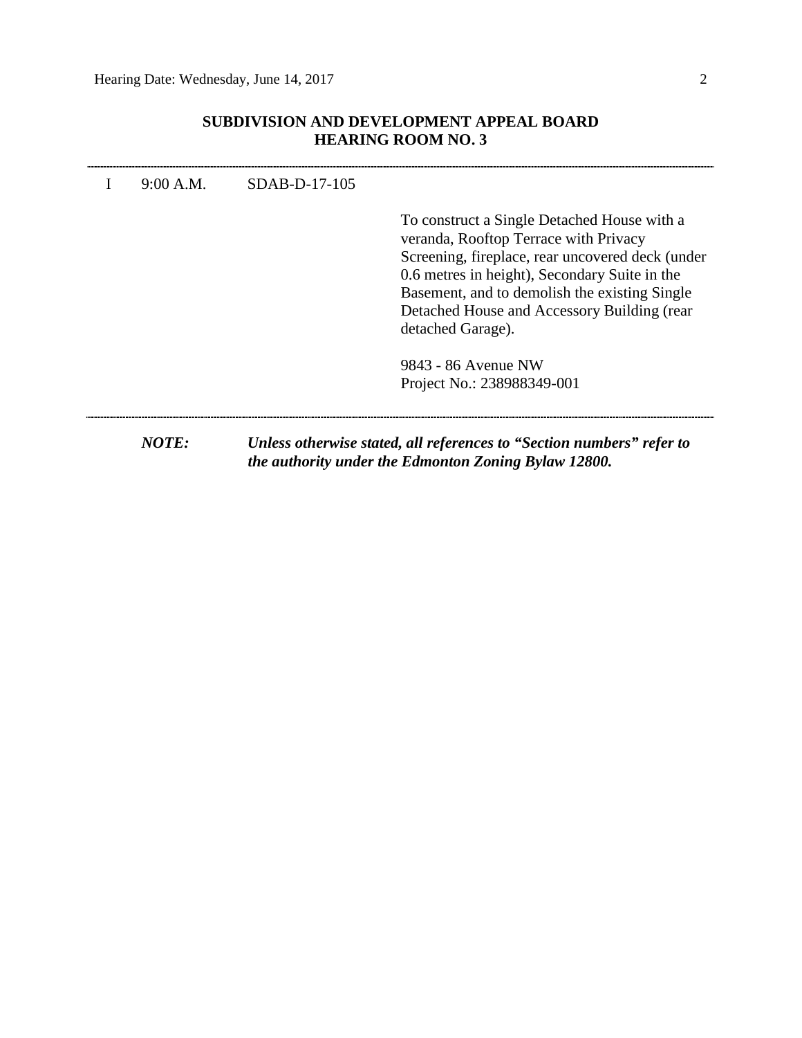**SUBDIVISION AND DEVELOPMENT APPEAL BOARD**
**HEARING ROOM NO. 3**

---

| | | | |
|---|---|---|---|
| I | 9:00 A.M. | SDAB-D-17-105 | |
| | | | To construct a Single Detached House with a veranda, Rooftop Terrace with Privacy Screening, fireplace, rear uncovered deck (under 0.6 metres in height), Secondary Suite in the Basement, and to demolish the existing Single Detached House and Accessory Building (rear detached Garage). |
| | | | 9843 - 86 Avenue NW<br>Project No.: 238988349-001 |

---

***NOTE:*** ***Unless otherwise stated, all references to "Section numbers" refer to the authority under the Edmonton Zoning Bylaw 12800.***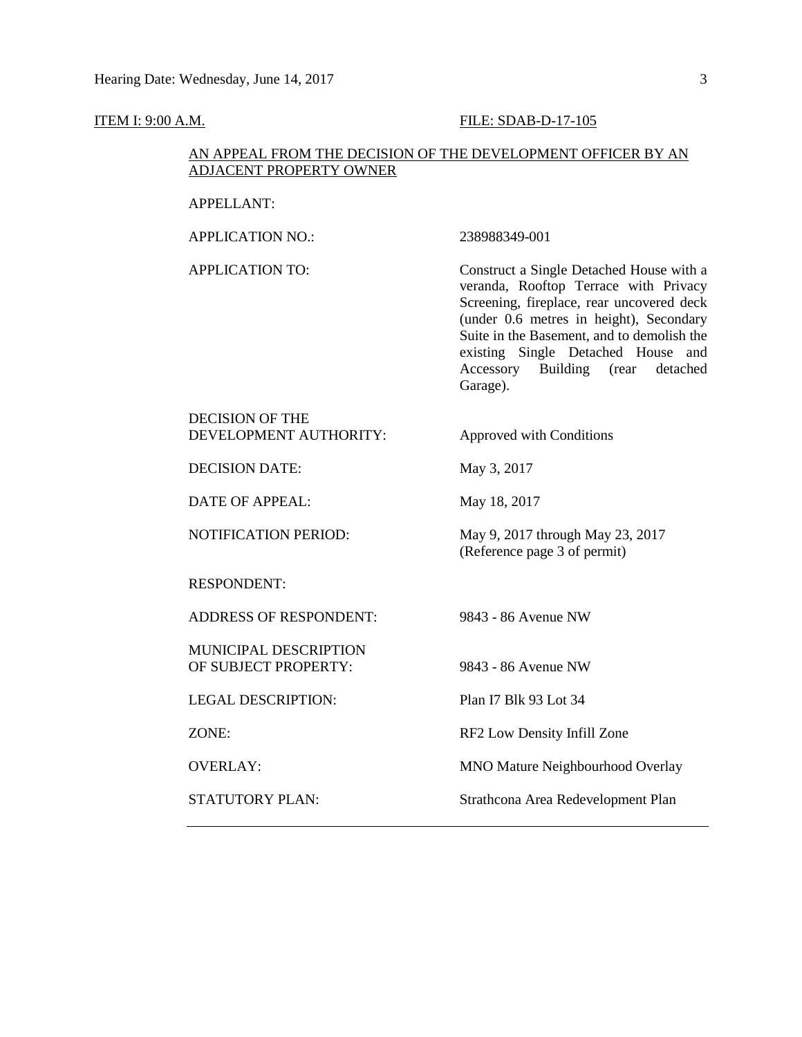ITEM I: 9:00 A.M. FILE: SDAB-D-17-105

AN APPEAL FROM THE DECISION OF THE DEVELOPMENT OFFICER BY AN ADJACENT PROPERTY OWNER

| | |
|---|---|
| APPELLANT: | |
| APPLICATION NO.: | 238988349-001 |
| APPLICATION TO: | Construct a Single Detached House with a veranda, Rooftop Terrace with Privacy Screening, fireplace, rear uncovered deck (under 0.6 metres in height), Secondary Suite in the Basement, and to demolish the existing Single Detached House and Accessory Building (rear detached Garage). |
| DECISION OF THE DEVELOPMENT AUTHORITY: | Approved with Conditions |
| DECISION DATE: | May 3, 2017 |
| DATE OF APPEAL: | May 18, 2017 |
| NOTIFICATION PERIOD: | May 9, 2017 through May 23, 2017 (Reference page 3 of permit) |
| RESPONDENT: | |
| ADDRESS OF RESPONDENT: | 9843 - 86 Avenue NW |
| MUNICIPAL DESCRIPTION OF SUBJECT PROPERTY: | 9843 - 86 Avenue NW |
| LEGAL DESCRIPTION: | Plan I7 Blk 93 Lot 34 |
| ZONE: | RF2 Low Density Infill Zone |
| OVERLAY: | MNO Mature Neighbourhood Overlay |
| STATUTORY PLAN: | Strathcona Area Redevelopment Plan |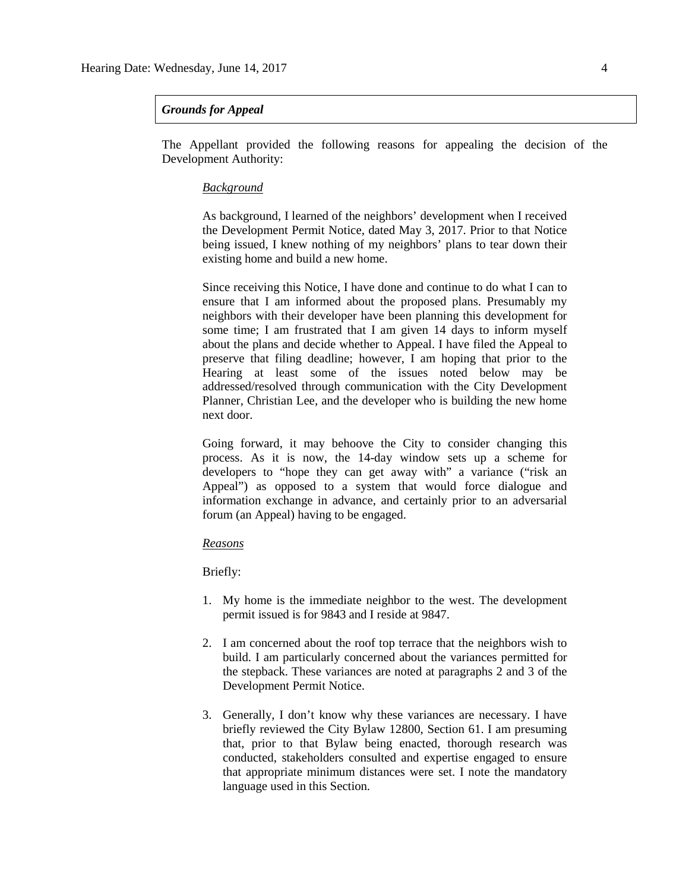***Grounds for Appeal***

The Appellant provided the following reasons for appealing the decision of the Development Authority:

*Background*

As background, I learned of the neighbors' development when I received the Development Permit Notice, dated May 3, 2017. Prior to that Notice being issued, I knew nothing of my neighbors' plans to tear down their existing home and build a new home.

Since receiving this Notice, I have done and continue to do what I can to ensure that I am informed about the proposed plans. Presumably my neighbors with their developer have been planning this development for some time; I am frustrated that I am given 14 days to inform myself about the plans and decide whether to Appeal. I have filed the Appeal to preserve that filing deadline; however, I am hoping that prior to the Hearing at least some of the issues noted below may be addressed/resolved through communication with the City Development Planner, Christian Lee, and the developer who is building the new home next door.

Going forward, it may behoove the City to consider changing this process. As it is now, the 14-day window sets up a scheme for developers to "hope they can get away with" a variance ("risk an Appeal") as opposed to a system that would force dialogue and information exchange in advance, and certainly prior to an adversarial forum (an Appeal) having to be engaged.

*Reasons*

Briefly:

1. My home is the immediate neighbor to the west. The development permit issued is for 9843 and I reside at 9847.

2. I am concerned about the roof top terrace that the neighbors wish to build. I am particularly concerned about the variances permitted for the stepback. These variances are noted at paragraphs 2 and 3 of the Development Permit Notice.

3. Generally, I don't know why these variances are necessary. I have briefly reviewed the City Bylaw 12800, Section 61. I am presuming that, prior to that Bylaw being enacted, thorough research was conducted, stakeholders consulted and expertise engaged to ensure that appropriate minimum distances were set. I note the mandatory language used in this Section.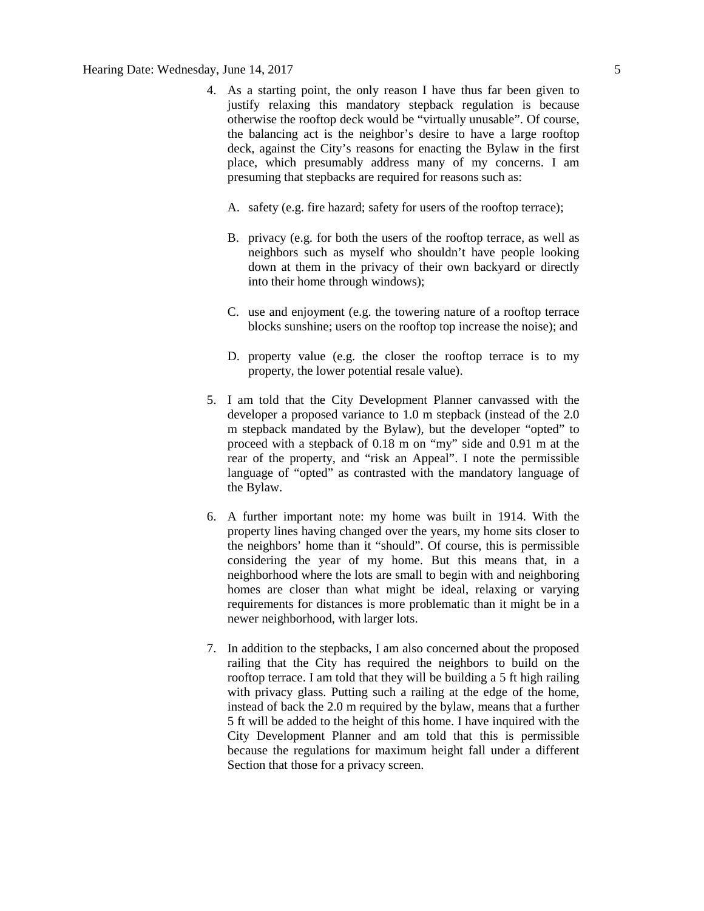4. As a starting point, the only reason I have thus far been given to justify relaxing this mandatory stepback regulation is because otherwise the rooftop deck would be "virtually unusable". Of course, the balancing act is the neighbor's desire to have a large rooftop deck, against the City's reasons for enacting the Bylaw in the first place, which presumably address many of my concerns. I am presuming that stepbacks are required for reasons such as:

   A. safety (e.g. fire hazard; safety for users of the rooftop terrace);

   B. privacy (e.g. for both the users of the rooftop terrace, as well as neighbors such as myself who shouldn't have people looking down at them in the privacy of their own backyard or directly into their home through windows);

   C. use and enjoyment (e.g. the towering nature of a rooftop terrace blocks sunshine; users on the rooftop top increase the noise); and

   D. property value (e.g. the closer the rooftop terrace is to my property, the lower potential resale value).

5. I am told that the City Development Planner canvassed with the developer a proposed variance to 1.0 m stepback (instead of the 2.0 m stepback mandated by the Bylaw), but the developer "opted" to proceed with a stepback of 0.18 m on "my" side and 0.91 m at the rear of the property, and "risk an Appeal". I note the permissible language of "opted" as contrasted with the mandatory language of the Bylaw.

6. A further important note: my home was built in 1914. With the property lines having changed over the years, my home sits closer to the neighbors' home than it "should". Of course, this is permissible considering the year of my home. But this means that, in a neighborhood where the lots are small to begin with and neighboring homes are closer than what might be ideal, relaxing or varying requirements for distances is more problematic than it might be in a newer neighborhood, with larger lots.

7. In addition to the stepbacks, I am also concerned about the proposed railing that the City has required the neighbors to build on the rooftop terrace. I am told that they will be building a 5 ft high railing with privacy glass. Putting such a railing at the edge of the home, instead of back the 2.0 m required by the bylaw, means that a further 5 ft will be added to the height of this home. I have inquired with the City Development Planner and am told that this is permissible because the regulations for maximum height fall under a different Section that those for a privacy screen.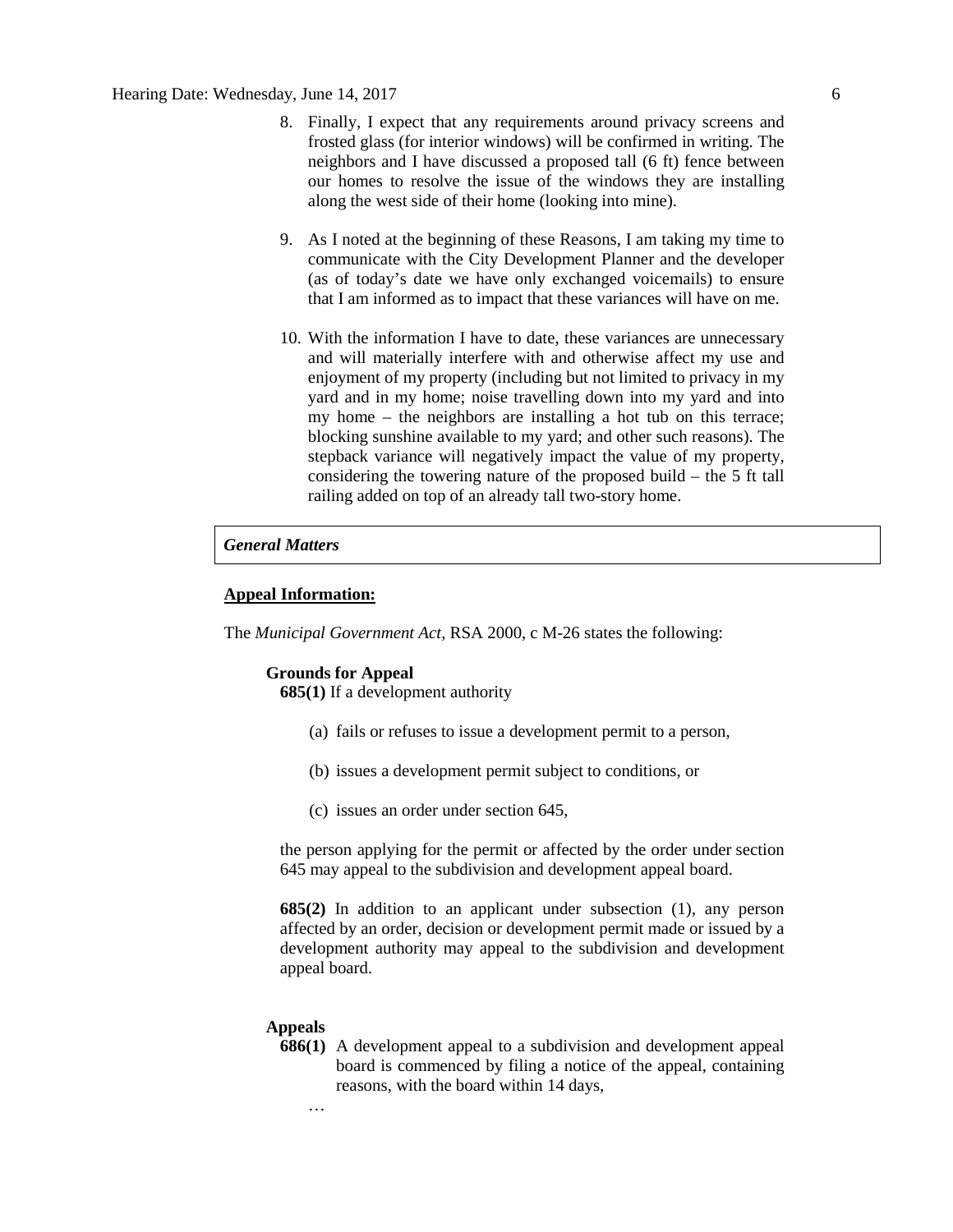8. Finally, I expect that any requirements around privacy screens and frosted glass (for interior windows) will be confirmed in writing. The neighbors and I have discussed a proposed tall (6 ft) fence between our homes to resolve the issue of the windows they are installing along the west side of their home (looking into mine).

9. As I noted at the beginning of these Reasons, I am taking my time to communicate with the City Development Planner and the developer (as of today's date we have only exchanged voicemails) to ensure that I am informed as to impact that these variances will have on me.

10. With the information I have to date, these variances are unnecessary and will materially interfere with and otherwise affect my use and enjoyment of my property (including but not limited to privacy in my yard and in my home; noise travelling down into my yard and into my home – the neighbors are installing a hot tub on this terrace; blocking sunshine available to my yard; and other such reasons). The stepback variance will negatively impact the value of my property, considering the towering nature of the proposed build – the 5 ft tall railing added on top of an already tall two-story home.

### *General Matters*

**Appeal Information:**

The *Municipal Government Act*, RSA 2000, c M-26 states the following:

**Grounds for Appeal**

**685(1)** If a development authority

(a) fails or refuses to issue a development permit to a person,

(b) issues a development permit subject to conditions, or

(c) issues an order under section 645,

the person applying for the permit or affected by the order under section 645 may appeal to the subdivision and development appeal board.

**685(2)** In addition to an applicant under subsection (1), any person affected by an order, decision or development permit made or issued by a development authority may appeal to the subdivision and development appeal board.

**Appeals**

**686(1)** A development appeal to a subdivision and development appeal board is commenced by filing a notice of the appeal, containing reasons, with the board within 14 days,

…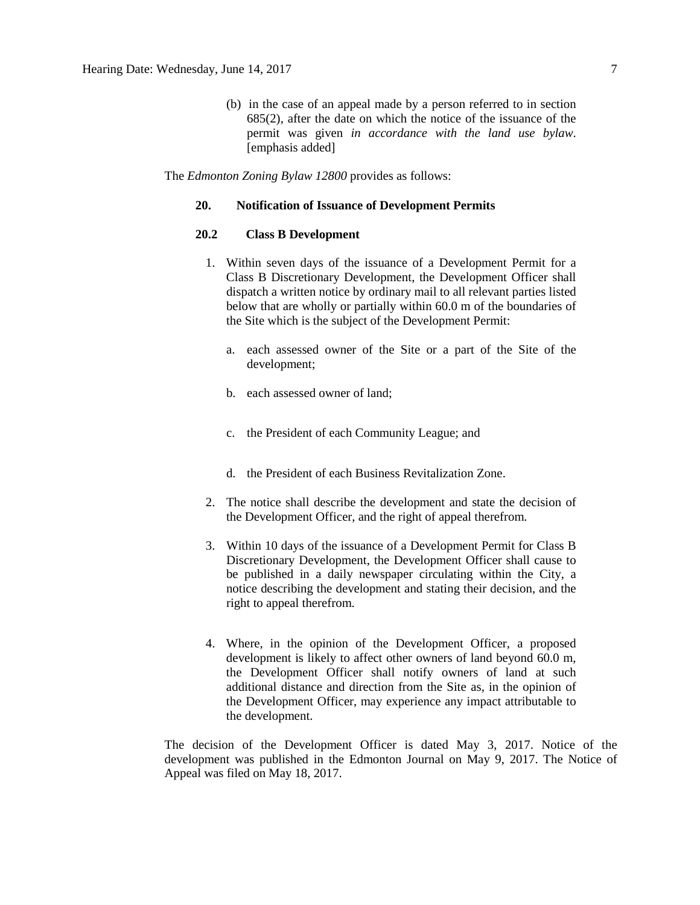(b) in the case of an appeal made by a person referred to in section 685(2), after the date on which the notice of the issuance of the permit was given *in accordance with the land use bylaw*. [emphasis added]

The *Edmonton Zoning Bylaw 12800* provides as follows:

**20. Notification of Issuance of Development Permits**

**20.2 Class B Development**

1. Within seven days of the issuance of a Development Permit for a Class B Discretionary Development, the Development Officer shall dispatch a written notice by ordinary mail to all relevant parties listed below that are wholly or partially within 60.0 m of the boundaries of the Site which is the subject of the Development Permit:

   a. each assessed owner of the Site or a part of the Site of the development;

   b. each assessed owner of land;

   c. the President of each Community League; and

   d. the President of each Business Revitalization Zone.

2. The notice shall describe the development and state the decision of the Development Officer, and the right of appeal therefrom.

3. Within 10 days of the issuance of a Development Permit for Class B Discretionary Development, the Development Officer shall cause to be published in a daily newspaper circulating within the City, a notice describing the development and stating their decision, and the right to appeal therefrom.

4. Where, in the opinion of the Development Officer, a proposed development is likely to affect other owners of land beyond 60.0 m, the Development Officer shall notify owners of land at such additional distance and direction from the Site as, in the opinion of the Development Officer, may experience any impact attributable to the development.

The decision of the Development Officer is dated May 3, 2017. Notice of the development was published in the Edmonton Journal on May 9, 2017. The Notice of Appeal was filed on May 18, 2017.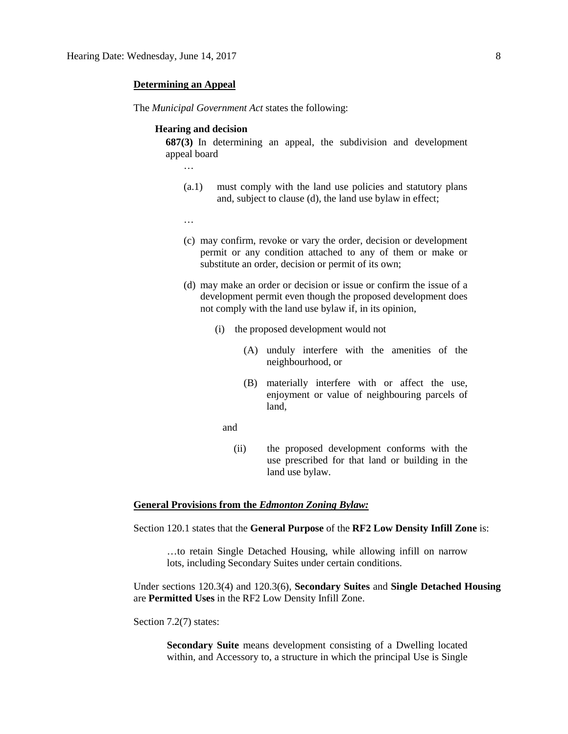**Determining an Appeal**

The *Municipal Government Act* states the following:

> **Hearing and decision**
>
> **687(3)** In determining an appeal, the subdivision and development appeal board
>
> …
>
> (a.1) must comply with the land use policies and statutory plans and, subject to clause (d), the land use bylaw in effect;
>
> …
>
> (c) may confirm, revoke or vary the order, decision or development permit or any condition attached to any of them or make or substitute an order, decision or permit of its own;
>
> (d) may make an order or decision or issue or confirm the issue of a development permit even though the proposed development does not comply with the land use bylaw if, in its opinion,
>
> (i) the proposed development would not
>
> (A) unduly interfere with the amenities of the neighbourhood, or
>
> (B) materially interfere with or affect the use, enjoyment or value of neighbouring parcels of land,
>
> and
>
> (ii) the proposed development conforms with the use prescribed for that land or building in the land use bylaw.

**General Provisions from the *Edmonton Zoning Bylaw:***

Section 120.1 states that the **General Purpose** of the **RF2 Low Density Infill Zone** is:

> …to retain Single Detached Housing, while allowing infill on narrow lots, including Secondary Suites under certain conditions.

Under sections 120.3(4) and 120.3(6), **Secondary Suites** and **Single Detached Housing** are **Permitted Uses** in the RF2 Low Density Infill Zone.

Section 7.2(7) states:

> **Secondary Suite** means development consisting of a Dwelling located within, and Accessory to, a structure in which the principal Use is Single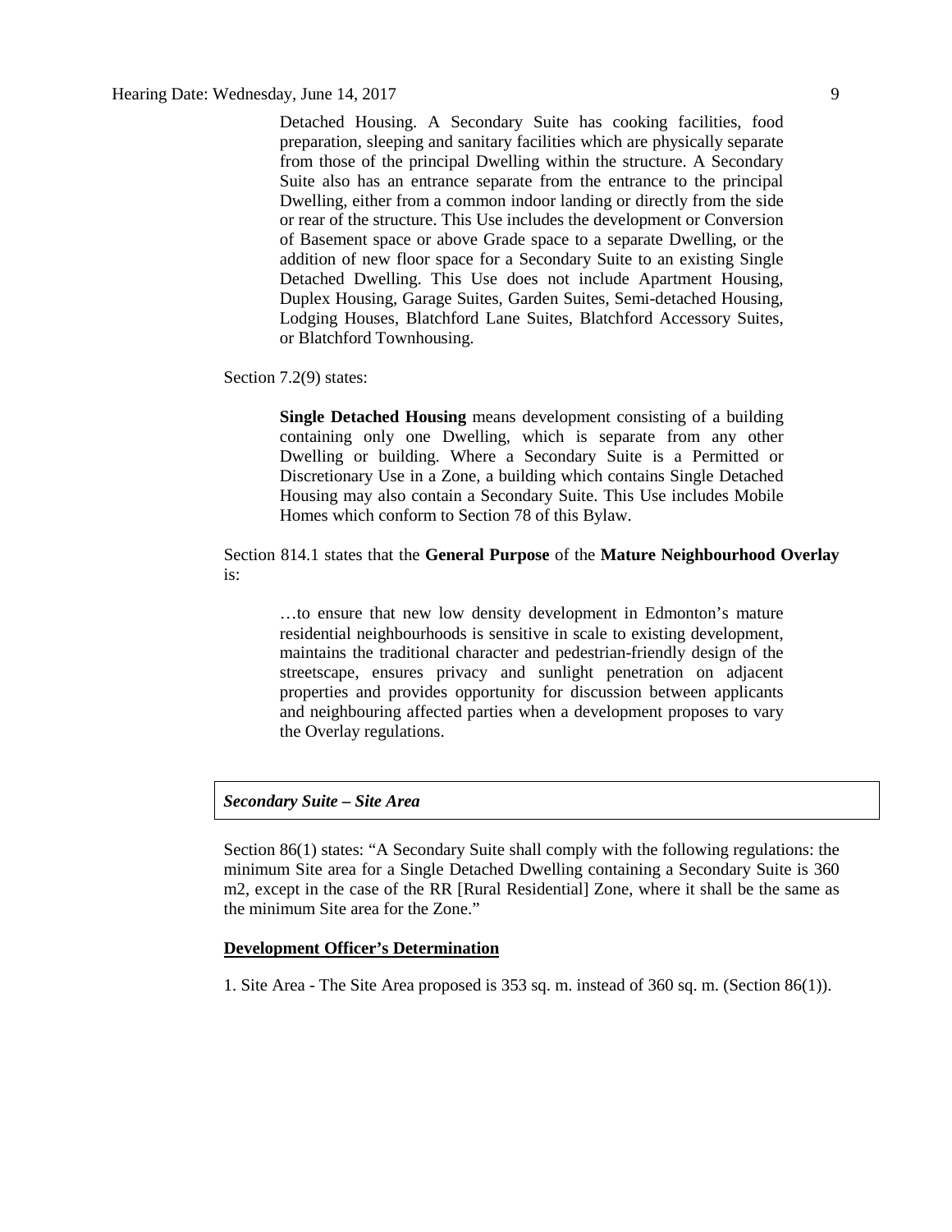> Detached Housing. A Secondary Suite has cooking facilities, food preparation, sleeping and sanitary facilities which are physically separate from those of the principal Dwelling within the structure. A Secondary Suite also has an entrance separate from the entrance to the principal Dwelling, either from a common indoor landing or directly from the side or rear of the structure. This Use includes the development or Conversion of Basement space or above Grade space to a separate Dwelling, or the addition of new floor space for a Secondary Suite to an existing Single Detached Dwelling. This Use does not include Apartment Housing, Duplex Housing, Garage Suites, Garden Suites, Semi-detached Housing, Lodging Houses, Blatchford Lane Suites, Blatchford Accessory Suites, or Blatchford Townhousing.

Section 7.2(9) states:

> **Single Detached Housing** means development consisting of a building containing only one Dwelling, which is separate from any other Dwelling or building. Where a Secondary Suite is a Permitted or Discretionary Use in a Zone, a building which contains Single Detached Housing may also contain a Secondary Suite. This Use includes Mobile Homes which conform to Section 78 of this Bylaw.

Section 814.1 states that the **General Purpose** of the **Mature Neighbourhood Overlay** is:

> …to ensure that new low density development in Edmonton's mature residential neighbourhoods is sensitive in scale to existing development, maintains the traditional character and pedestrian-friendly design of the streetscape, ensures privacy and sunlight penetration on adjacent properties and provides opportunity for discussion between applicants and neighbouring affected parties when a development proposes to vary the Overlay regulations.

***Secondary Suite – Site Area***

Section 86(1) states: "A Secondary Suite shall comply with the following regulations: the minimum Site area for a Single Detached Dwelling containing a Secondary Suite is 360 m2, except in the case of the RR [Rural Residential] Zone, where it shall be the same as the minimum Site area for the Zone."

**Development Officer's Determination**

1. Site Area - The Site Area proposed is 353 sq. m. instead of 360 sq. m. (Section 86(1)).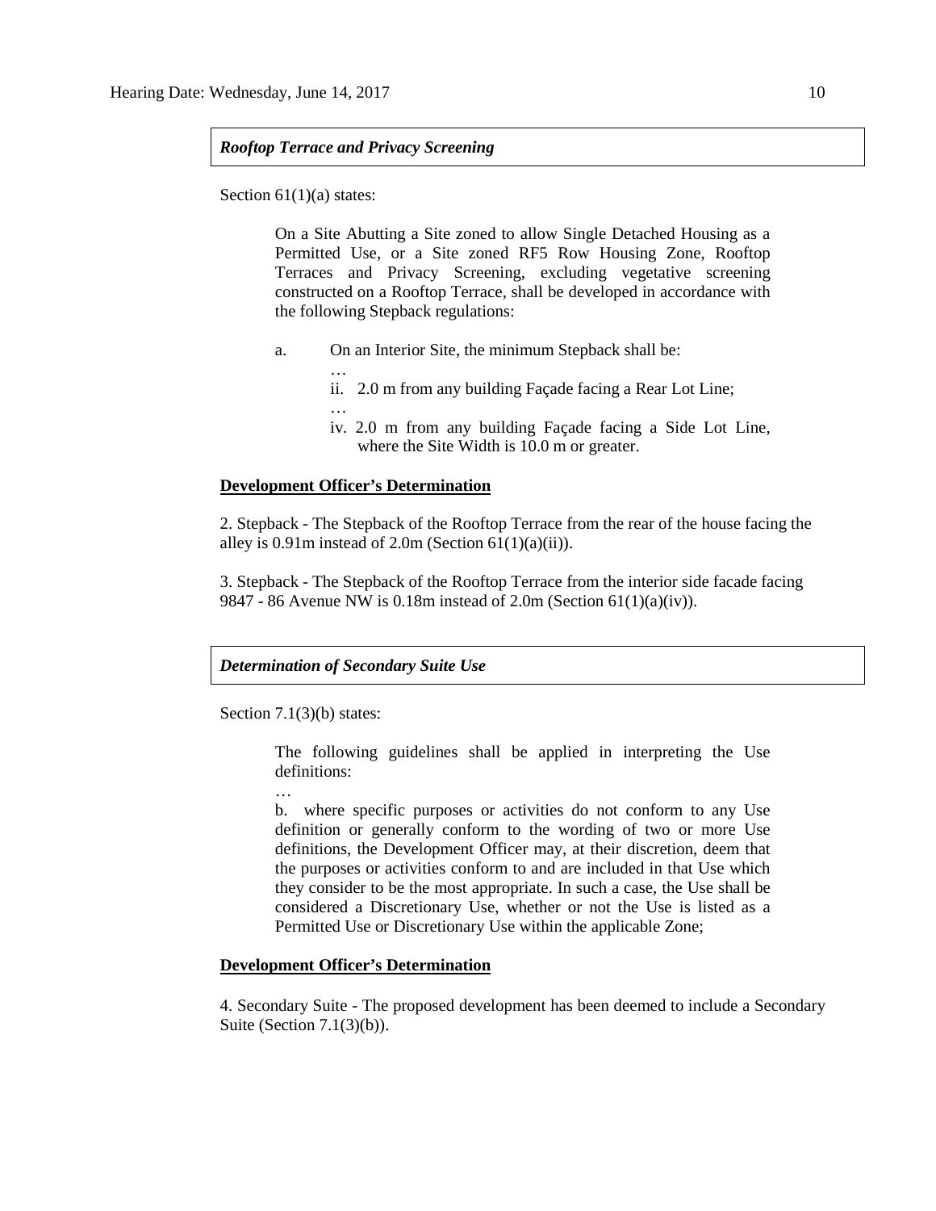*Rooftop Terrace and Privacy Screening*

Section 61(1)(a) states:

> On a Site Abutting a Site zoned to allow Single Detached Housing as a Permitted Use, or a Site zoned RF5 Row Housing Zone, Rooftop Terraces and Privacy Screening, excluding vegetative screening constructed on a Rooftop Terrace, shall be developed in accordance with the following Stepback regulations:
>
> a. On an Interior Site, the minimum Stepback shall be:
>
> …
>
> ii. 2.0 m from any building Façade facing a Rear Lot Line;
>
> …
>
> iv. 2.0 m from any building Façade facing a Side Lot Line, where the Site Width is 10.0 m or greater.

**Development Officer's Determination**

2. Stepback - The Stepback of the Rooftop Terrace from the rear of the house facing the alley is 0.91m instead of 2.0m (Section 61(1)(a)(ii)).

3. Stepback - The Stepback of the Rooftop Terrace from the interior side facade facing 9847 - 86 Avenue NW is 0.18m instead of 2.0m (Section 61(1)(a)(iv)).

*Determination of Secondary Suite Use*

Section 7.1(3)(b) states:

> The following guidelines shall be applied in interpreting the Use definitions:
>
> …
>
> b. where specific purposes or activities do not conform to any Use definition or generally conform to the wording of two or more Use definitions, the Development Officer may, at their discretion, deem that the purposes or activities conform to and are included in that Use which they consider to be the most appropriate. In such a case, the Use shall be considered a Discretionary Use, whether or not the Use is listed as a Permitted Use or Discretionary Use within the applicable Zone;

**Development Officer's Determination**

4. Secondary Suite - The proposed development has been deemed to include a Secondary Suite (Section 7.1(3)(b)).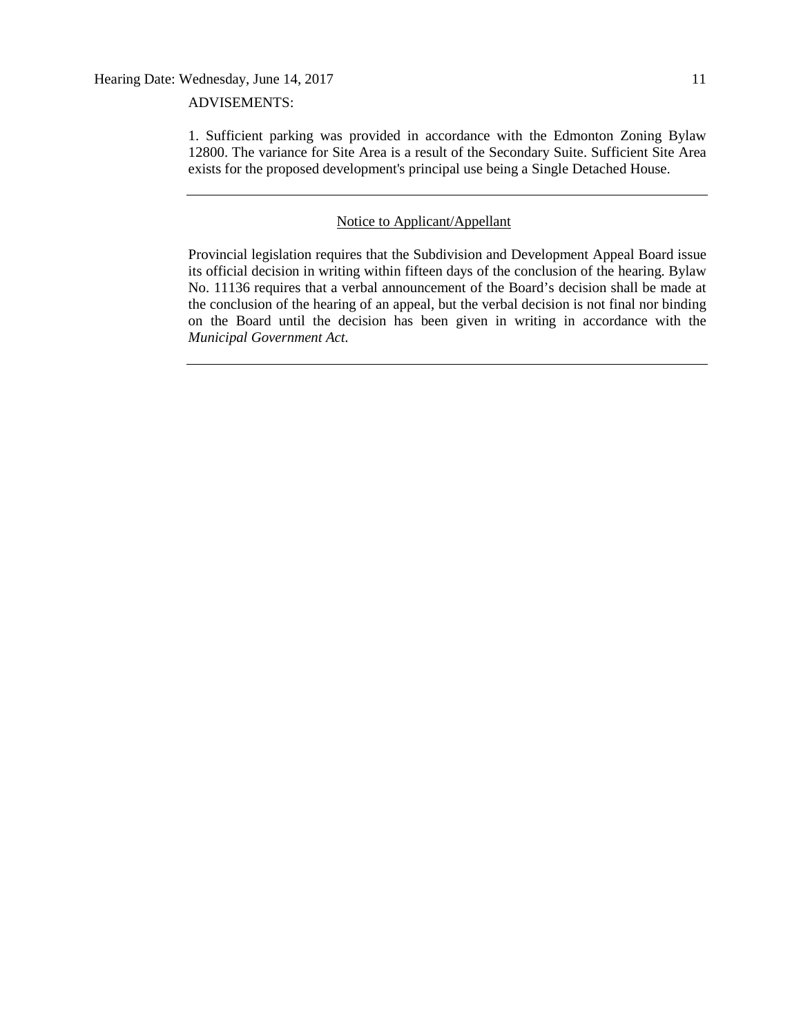ADVISEMENTS:

1. Sufficient parking was provided in accordance with the Edmonton Zoning Bylaw 12800. The variance for Site Area is a result of the Secondary Suite. Sufficient Site Area exists for the proposed development's principal use being a Single Detached House.

---

Notice to Applicant/Appellant

Provincial legislation requires that the Subdivision and Development Appeal Board issue its official decision in writing within fifteen days of the conclusion of the hearing. Bylaw No. 11136 requires that a verbal announcement of the Board's decision shall be made at the conclusion of the hearing of an appeal, but the verbal decision is not final nor binding on the Board until the decision has been given in writing in accordance with the *Municipal Government Act*.

---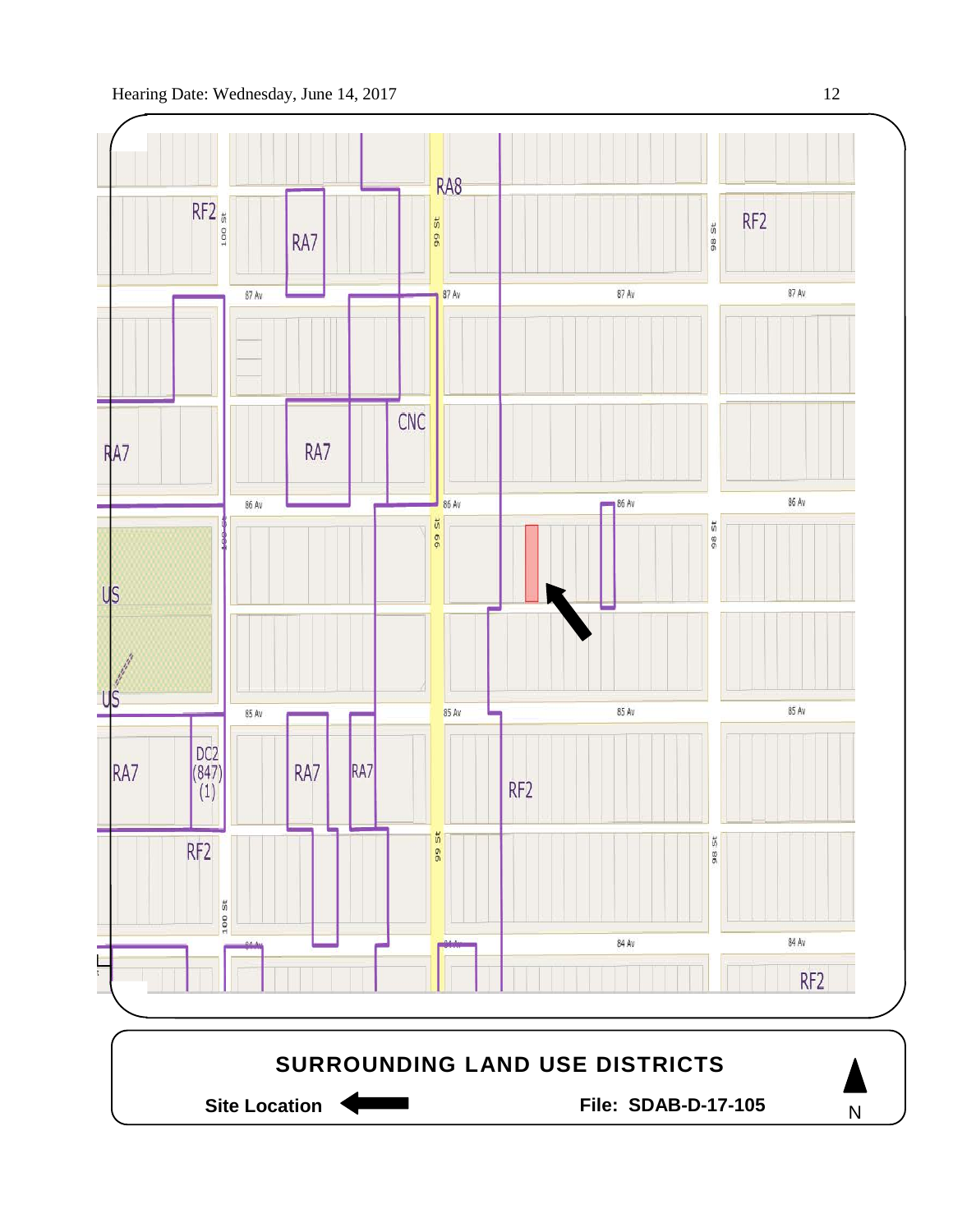RA8

RF2

RA7

RF2

RA7

RA7

CNC

US

US

RA7

DC2 (847) (1)

RA7

RA7

RF2

RF2

RF2

100 St

99 St

98 St

87 Av

86 Av

85 Av

84 Av

**SURROUNDING LAND USE DISTRICTS**

**Site Location**

**File: SDAB-D-17-105**

N